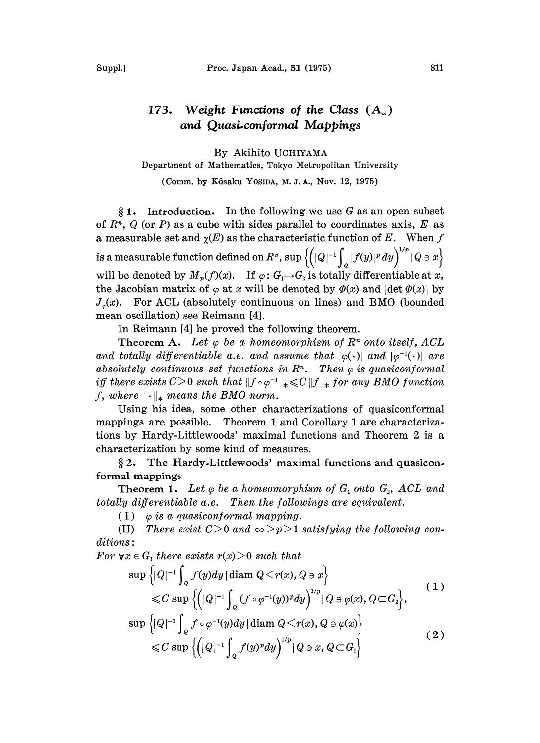# 173. Weight Functions of the Class $(A_\infty)$ and Quasi-conformal Mappings

By Akihito UCHIYAMA

Department of Mathematics, Tokyo Metropolitan University

(Comm. by Kôsaku YOSIDA, M. J. A., Nov. 12, 1975)

## § 1. Introduction.

In the following we use $G$ as an open subset of $R^n$, $Q$ (or $P$) as a cube with sides parallel to coordinates axis, $E$ as a measurable set and $\chi(E)$ as the characteristic function of $E$. When $f$ is a measurable function defined on $R^n$, $\sup\left\{\left(|Q|^{-1}\int_Q |f(y)|^p dy\right)^{1/p} \mid Q \ni x\right\}$ will be denoted by $M_p(f)(x)$. If $\varphi: G_1 \to G_2$ is totally differentiable at $x$, the Jacobian matrix of $\varphi$ at $x$ will be denoted by $\Phi(x)$ and $|\det \Phi(x)|$ by $J_\varphi(x)$. For ACL (absolutely continuous on lines) and BMO (bounded mean oscillation) see Reimann [4].

In Reimann [4] he proved the following theorem.

**Theorem A.** *Let $\varphi$ be a homeomorphism of $R^n$ onto itself, ACL and totally differentiable a.e. and assume that $|\varphi(\cdot)|$ and $|\varphi^{-1}(\cdot)|$ are absolutely continuous set functions in $R^n$. Then $\varphi$ is quasiconformal iff there exists $C>0$ such that $\|f\circ\varphi^{-1}\|_* \leqslant C\|f\|_*$ for any BMO function $f$, where $\|\cdot\|_*$ means the BMO norm.*

Using his idea, some other characterizations of quasiconformal mappings are possible. Theorem 1 and Corollary 1 are characterizations by Hardy-Littlewoods' maximal functions and Theorem 2 is a characterization by some kind of measures.

## § 2. The Hardy-Littlewoods' maximal functions and quasiconformal mappings

**Theorem 1.** *Let $\varphi$ be a homeomorphism of $G_1$ onto $G_2$, ACL and totally differentiable a.e. Then the followings are equivalent.*

(I) *$\varphi$ is a quasiconformal mapping.*

(II) *There exist $C>0$ and $\infty > p > 1$ satisfying the following conditions:*

*For $\forall x \in G_1$ there exists $r(x) > 0$ such that*

$$\sup\left\{|Q|^{-1}\int_Q f(y)dy \mid \operatorname{diam} Q < r(x), Q \ni x\right\} \leqslant C \sup\left\{\left(|Q|^{-1}\int_Q (f\circ\varphi^{-1}(y))^p dy\right)^{1/p} \mid Q \ni \varphi(x), Q \subset G_2\right\}, \tag{1}$$

$$\sup\left\{|Q|^{-1}\int_Q f\circ\varphi^{-1}(y)dy \mid \operatorname{diam} Q < r(x), Q \ni \varphi(x)\right\} \leqslant C \sup\left\{\left(|Q|^{-1}\int_Q f(y)^p dy\right)^{1/p} \mid Q \ni x, Q \subset G_1\right\} \tag{2}$$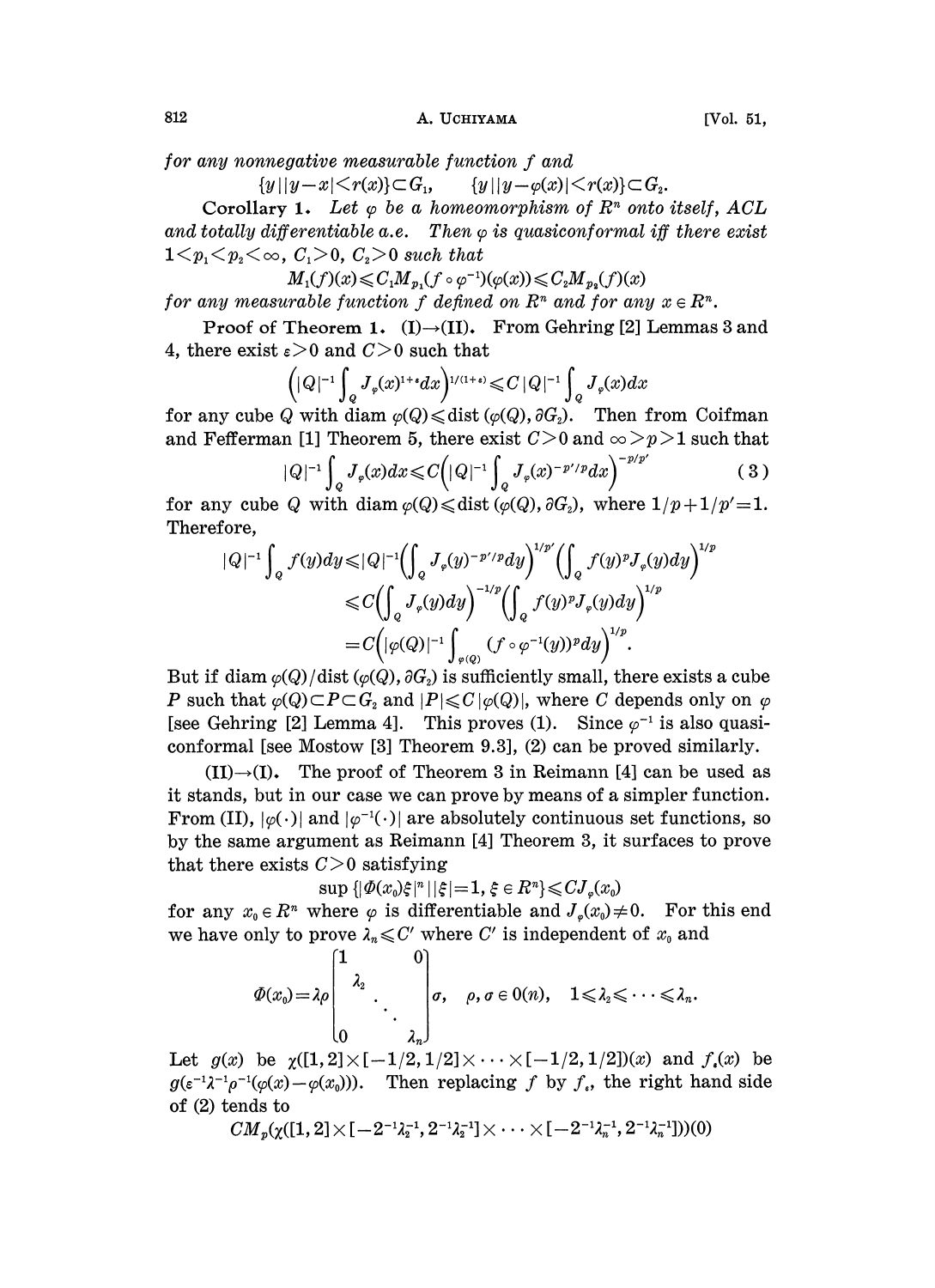for any nonnegative measurable function $f$ and

$$\{y \,|\, |y-x|<r(x)\}\subset G_1, \qquad \{y \,|\, |y-\varphi(x)|<r(x)\}\subset G_2.$$

**Corollary 1.** *Let $\varphi$ be a homeomorphism of $R^n$ onto itself, ACL and totally differentiable a.e. Then $\varphi$ is quasiconformal iff there exist $1<p_1<p_2<\infty$, $C_1>0$, $C_2>0$ such that*

$$M_1(f)(x)\leqslant C_1 M_{p_1}(f\circ\varphi^{-1})(\varphi(x))\leqslant C_2 M_{p_2}(f)(x)$$

*for any measurable function $f$ defined on $R^n$ and for any $x\in R^n$.*

**Proof of Theorem 1.** (I)→(II). From Gehring [2] Lemmas 3 and 4, there exist $\varepsilon>0$ and $C>0$ such that

$$\Big(|Q|^{-1}\int_Q J_\varphi(x)^{1+\varepsilon}dx\Big)^{1/(1+\varepsilon)}\leqslant C|Q|^{-1}\int_Q J_\varphi(x)dx$$

for any cube $Q$ with $\operatorname{diam}\varphi(Q)\leqslant \operatorname{dist}(\varphi(Q),\partial G_2)$. Then from Coifman and Fefferman [1] Theorem 5, there exist $C>0$ and $\infty>p>1$ such that

$$|Q|^{-1}\int_Q J_\varphi(x)dx\leqslant C\Big(|Q|^{-1}\int_Q J_\varphi(x)^{-p'/p}dx\Big)^{-p/p'} \tag{3}$$

for any cube $Q$ with $\operatorname{diam}\varphi(Q)\leqslant \operatorname{dist}(\varphi(Q),\partial G_2)$, where $1/p+1/p'=1$. Therefore,

$$\begin{aligned}
|Q|^{-1}\int_Q f(y)dy &\leqslant |Q|^{-1}\Big(\int_Q J_\varphi(y)^{-p'/p}dy\Big)^{1/p'}\Big(\int_Q f(y)^p J_\varphi(y)dy\Big)^{1/p}\\
&\leqslant C\Big(\int_Q J_\varphi(y)dy\Big)^{-1/p}\Big(\int_Q f(y)^p J_\varphi(y)dy\Big)^{1/p}\\
&= C\Big(|\varphi(Q)|^{-1}\int_{\varphi(Q)}(f\circ\varphi^{-1}(y))^p dy\Big)^{1/p}.
\end{aligned}$$

But if $\operatorname{diam}\varphi(Q)/\operatorname{dist}(\varphi(Q),\partial G_2)$ is sufficiently small, there exists a cube $P$ such that $\varphi(Q)\subset P\subset G_2$ and $|P|\leqslant C|\varphi(Q)|$, where $C$ depends only on $\varphi$ [see Gehring [2] Lemma 4]. This proves (1). Since $\varphi^{-1}$ is also quasiconformal [see Mostow [3] Theorem 9.3], (2) can be proved similarly.

(II)→(I). The proof of Theorem 3 in Reimann [4] can be used as it stands, but in our case we can prove by means of a simpler function. From (II), $|\varphi(\cdot)|$ and $|\varphi^{-1}(\cdot)|$ are absolutely continuous set functions, so by the same argument as Reimann [4] Theorem 3, it surfaces to prove that there exists $C>0$ satisfying

$$\sup\{|\Phi(x_0)\xi|^n \,|\, |\xi|=1,\ \xi\in R^n\}\leqslant CJ_\varphi(x_0)$$

for any $x_0\in R^n$ where $\varphi$ is differentiable and $J_\varphi(x_0)\neq 0$. For this end we have only to prove $\lambda_n\leqslant C'$ where $C'$ is independent of $x_0$ and

$$\Phi(x_0)=\lambda\rho\begin{bmatrix}1 & & & 0\\ & \lambda_2 & & \\ & & \ddots & \\ 0 & & & \lambda_n\end{bmatrix}\sigma,\quad \rho,\sigma\in O(n),\quad 1\leqslant\lambda_2\leqslant\cdots\leqslant\lambda_n.$$

Let $g(x)$ be $\chi([1,2]\times[-1/2,1/2]\times\cdots\times[-1/2,1/2])(x)$ and $f_\varepsilon(x)$ be $g(\varepsilon^{-1}\lambda^{-1}\rho^{-1}(\varphi(x)-\varphi(x_0)))$. Then replacing $f$ by $f_\varepsilon$, the right hand side of (2) tends to

$$CM_p(\chi([1,2]\times[-2^{-1}\lambda_2^{-1},2^{-1}\lambda_2^{-1}]\times\cdots\times[-2^{-1}\lambda_n^{-1},2^{-1}\lambda_n^{-1}]))(0)$$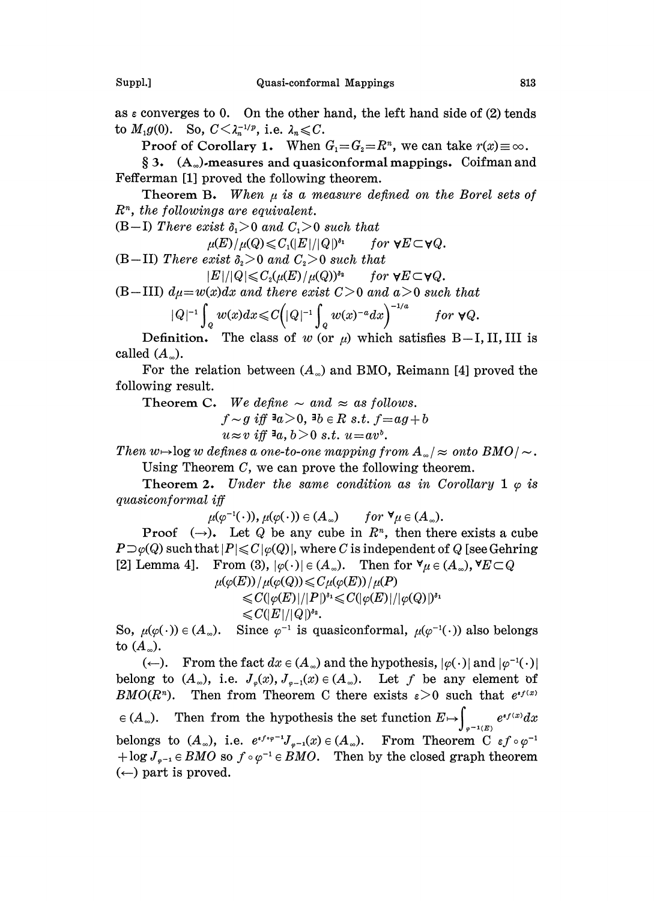as $\varepsilon$ converges to 0. On the other hand, the left hand side of (2) tends to $M_1 g(0)$. So, $C < \lambda_n^{-1/p}$, i.e. $\lambda_n \leqslant C$.

**Proof of Corollary 1.** When $G_1 = G_2 = R^n$, we can take $r(x) \equiv \infty$.

## § 3. $(A_\infty)$-measures and quasiconformal mappings.

Coifman and Fefferman [1] proved the following theorem.

**Theorem B.** *When $\mu$ is a measure defined on the Borel sets of $R^n$, the followings are equivalent.*

(B–I) *There exist $\delta_1 > 0$ and $C_1 > 0$ such that*

$$\mu(E)/\mu(Q) \leqslant C_1(|E|/|Q|)^{\delta_1} \qquad \text{for } \forall E \subset \forall Q.$$

(B–II) *There exist $\delta_2 > 0$ and $C_2 > 0$ such that*

$$|E|/|Q| \leqslant C_2(\mu(E)/\mu(Q))^{\delta_2} \qquad \text{for } \forall E \subset \forall Q.$$

(B–III) *$d\mu = w(x)dx$ and there exist $C > 0$ and $a > 0$ such that*

$$|Q|^{-1}\int_Q w(x)dx \leqslant C\left(|Q|^{-1}\int_Q w(x)^{-a}dx\right)^{-1/a} \qquad \text{for } \forall Q.$$

**Definition.** The class of $w$ (or $\mu$) which satisfies B–I, II, III is called $(A_\infty)$.

For the relation between $(A_\infty)$ and BMO, Reimann [4] proved the following result.

**Theorem C.** *We define $\sim$ and $\approx$ as follows.*

$$f \sim g \text{ iff } \exists a > 0, \exists b \in R \text{ s.t. } f = ag + b$$
$$u \approx v \text{ iff } \exists a, b > 0 \text{ s.t. } u = av^b.$$

*Then $w \mapsto \log w$ defines a one-to-one mapping from $A_\infty/\approx$ onto $BMO/\sim$.*

Using Theorem C, we can prove the following theorem.

**Theorem 2.** *Under the same condition as in Corollary 1 $\varphi$ is quasiconformal iff*

$$\mu(\varphi^{-1}(\cdot)), \mu(\varphi(\cdot)) \in (A_\infty) \qquad \text{for } \forall \mu \in (A_\infty).$$

**Proof** $(\rightarrow)$. Let $Q$ be any cube in $R^n$, then there exists a cube $P \supset \varphi(Q)$ such that $|P| \leqslant C|\varphi(Q)|$, where $C$ is independent of $Q$ [see Gehring [2] Lemma 4]. From (3), $|\varphi(\cdot)| \in (A_\infty)$. Then for $\forall \mu \in (A_\infty)$, $\forall E \subset Q$

$$\begin{aligned}
\mu(\varphi(E))/\mu(\varphi(Q)) &\leqslant C\mu(\varphi(E))/\mu(P) \\
&\leqslant C(|\varphi(E)|/|P|)^{\delta_1} \leqslant C(|\varphi(E)|/|\varphi(Q)|)^{\delta_1} \\
&\leqslant C(|E|/|Q|)^{\delta_2}.
\end{aligned}$$

So, $\mu(\varphi(\cdot)) \in (A_\infty)$. Since $\varphi^{-1}$ is quasiconformal, $\mu(\varphi^{-1}(\cdot))$ also belongs to $(A_\infty)$.

$(\leftarrow)$. From the fact $dx \in (A_\infty)$ and the hypothesis, $|\varphi(\cdot)|$ and $|\varphi^{-1}(\cdot)|$ belong to $(A_\infty)$, i.e. $J_\varphi(x), J_{\varphi^{-1}}(x) \in (A_\infty)$. Let $f$ be any element of $BMO(R^n)$. Then from Theorem C there exists $\varepsilon > 0$ such that $e^{\varepsilon f(x)} \in (A_\infty)$. Then from the hypothesis the set function $E \mapsto \int_{\varphi^{-1}(E)} e^{\varepsilon f(x)}dx$ belongs to $(A_\infty)$, i.e. $e^{\varepsilon f \circ \varphi^{-1}} J_{\varphi^{-1}}(x) \in (A_\infty)$. From Theorem C $\varepsilon f \circ \varphi^{-1} + \log J_{\varphi^{-1}} \in BMO$ so $f \circ \varphi^{-1} \in BMO$. Then by the closed graph theorem $(\leftarrow)$ part is proved.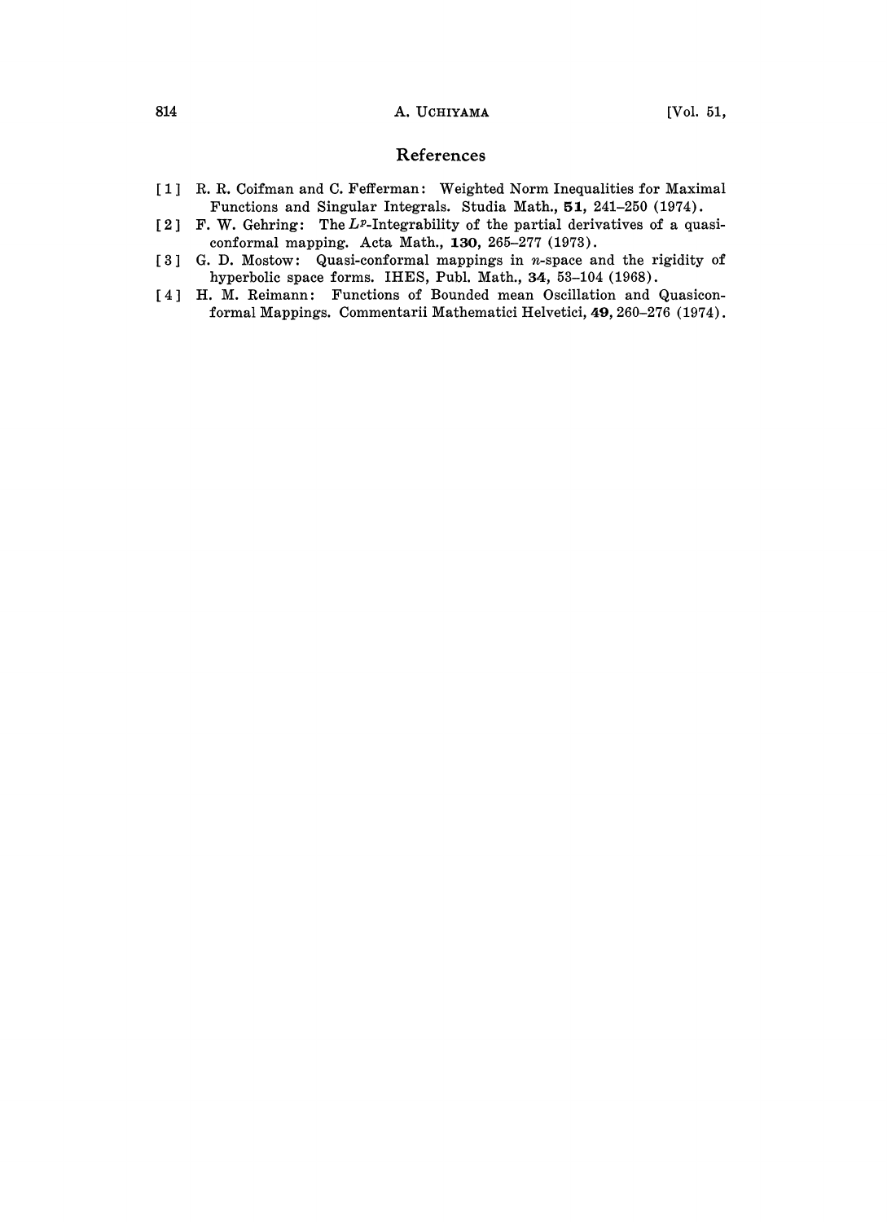## References

[1] R. R. Coifman and C. Fefferman: Weighted Norm Inequalities for Maximal Functions and Singular Integrals. Studia Math., **51**, 241–250 (1974).

[2] F. W. Gehring: The $L^p$-Integrability of the partial derivatives of a quasiconformal mapping. Acta Math., **130**, 265–277 (1973).

[3] G. D. Mostow: Quasi-conformal mappings in $n$-space and the rigidity of hyperbolic space forms. IHES, Publ. Math., **34**, 53–104 (1968).

[4] H. M. Reimann: Functions of Bounded mean Oscillation and Quasiconformal Mappings. Commentarii Mathematici Helvetici, **49**, 260–276 (1974).